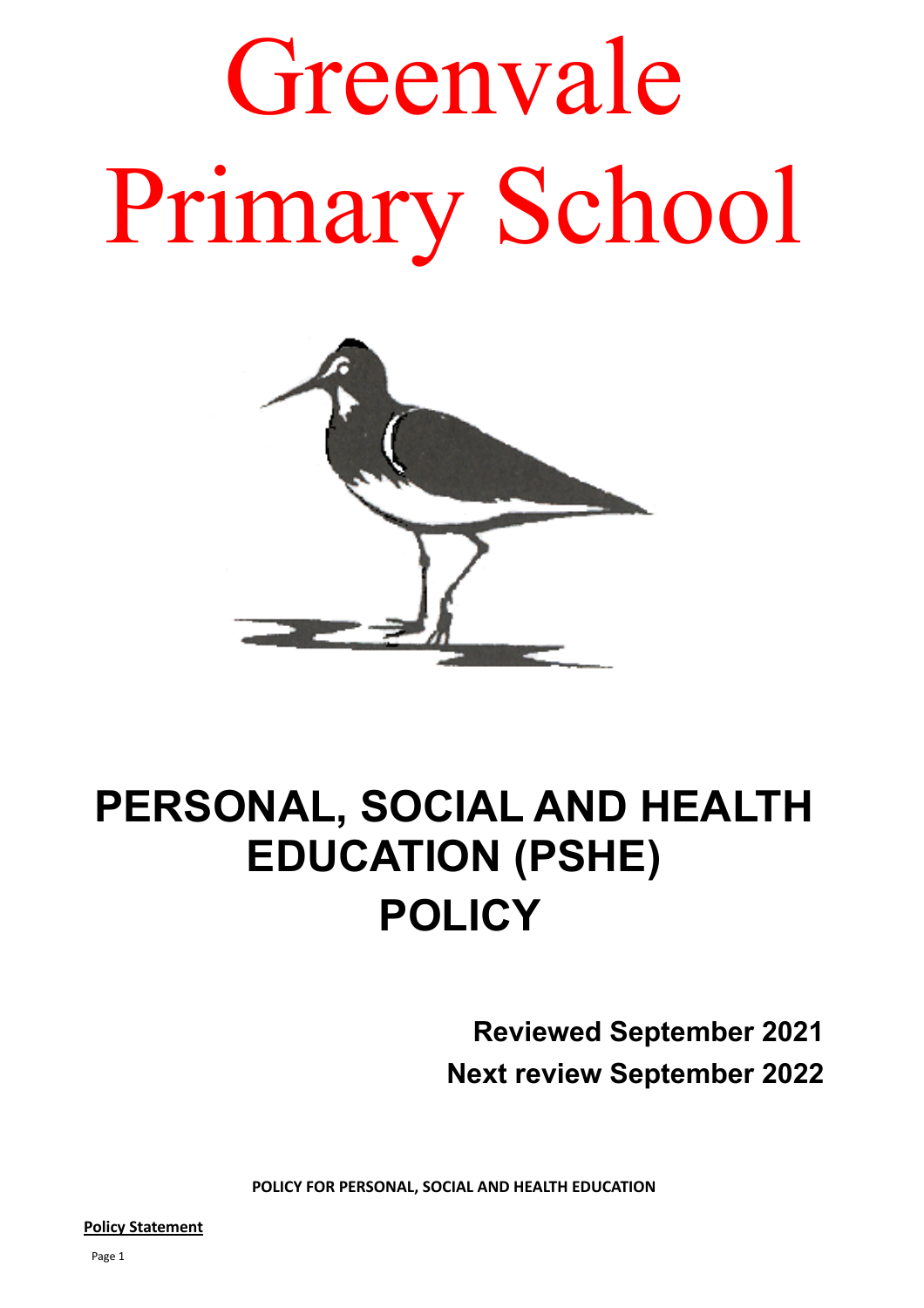# Greenvale Primary School

# PERSONAL, SOCIAL AND HEALTH EDUCATION (PSHE) POLICY

**Reviewed September 2021**

**Next review September 2022**

**POLICY FOR PERSONAL, SOCIAL AND HEALTH EDUCATION**

**Policy Statement**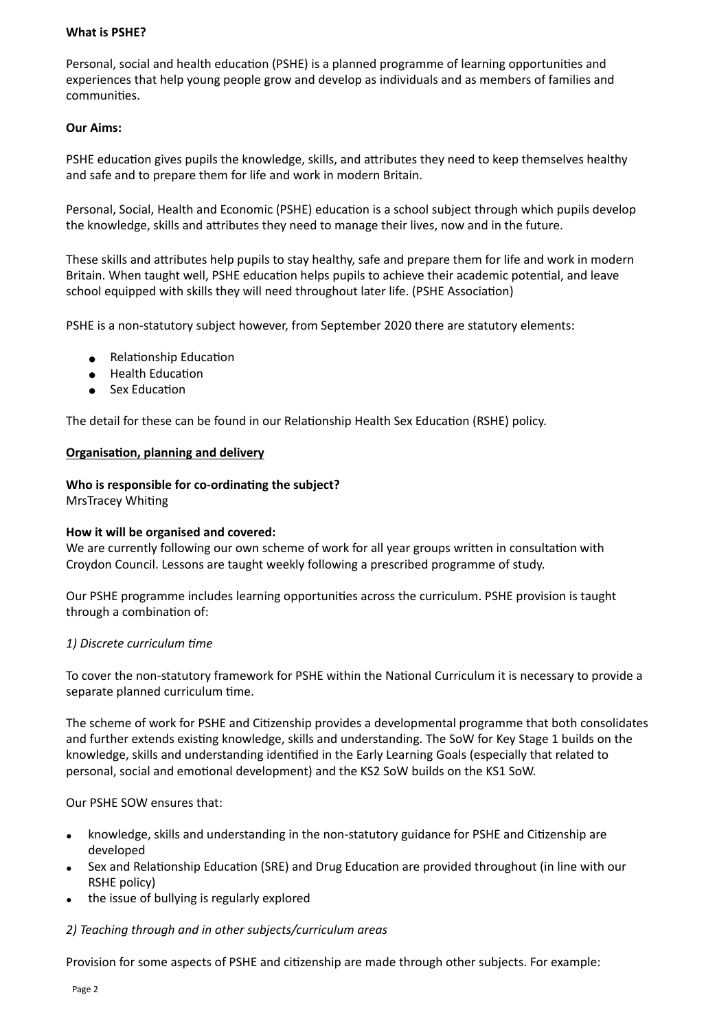**What is PSHE?**

Personal, social and health education (PSHE) is a planned programme of learning opportunities and experiences that help young people grow and develop as individuals and as members of families and communities.

**Our Aims:**

PSHE education gives pupils the knowledge, skills, and attributes they need to keep themselves healthy and safe and to prepare them for life and work in modern Britain.

Personal, Social, Health and Economic (PSHE) education is a school subject through which pupils develop the knowledge, skills and attributes they need to manage their lives, now and in the future.

These skills and attributes help pupils to stay healthy, safe and prepare them for life and work in modern Britain. When taught well, PSHE education helps pupils to achieve their academic potential, and leave school equipped with skills they will need throughout later life. (PSHE Association)

PSHE is a non-statutory subject however, from September 2020 there are statutory elements:

- Relationship Education
- Health Education
- Sex Education

The detail for these can be found in our Relationship Health Sex Education (RSHE) policy.

**Organisation, planning and delivery**

**Who is responsible for co-ordinating the subject?**
MrsTracey Whiting

**How it will be organised and covered:**
We are currently following our own scheme of work for all year groups written in consultation with Croydon Council. Lessons are taught weekly following a prescribed programme of study.

Our PSHE programme includes learning opportunities across the curriculum. PSHE provision is taught through a combination of:

*1) Discrete curriculum time*

To cover the non-statutory framework for PSHE within the National Curriculum it is necessary to provide a separate planned curriculum time.

The scheme of work for PSHE and Citizenship provides a developmental programme that both consolidates and further extends existing knowledge, skills and understanding. The SoW for Key Stage 1 builds on the knowledge, skills and understanding identified in the Early Learning Goals (especially that related to personal, social and emotional development) and the KS2 SoW builds on the KS1 SoW.

Our PSHE SOW ensures that:

- knowledge, skills and understanding in the non-statutory guidance for PSHE and Citizenship are developed
- Sex and Relationship Education (SRE) and Drug Education are provided throughout (in line with our RSHE policy)
- the issue of bullying is regularly explored

*2) Teaching through and in other subjects/curriculum areas*

Provision for some aspects of PSHE and citizenship are made through other subjects. For example: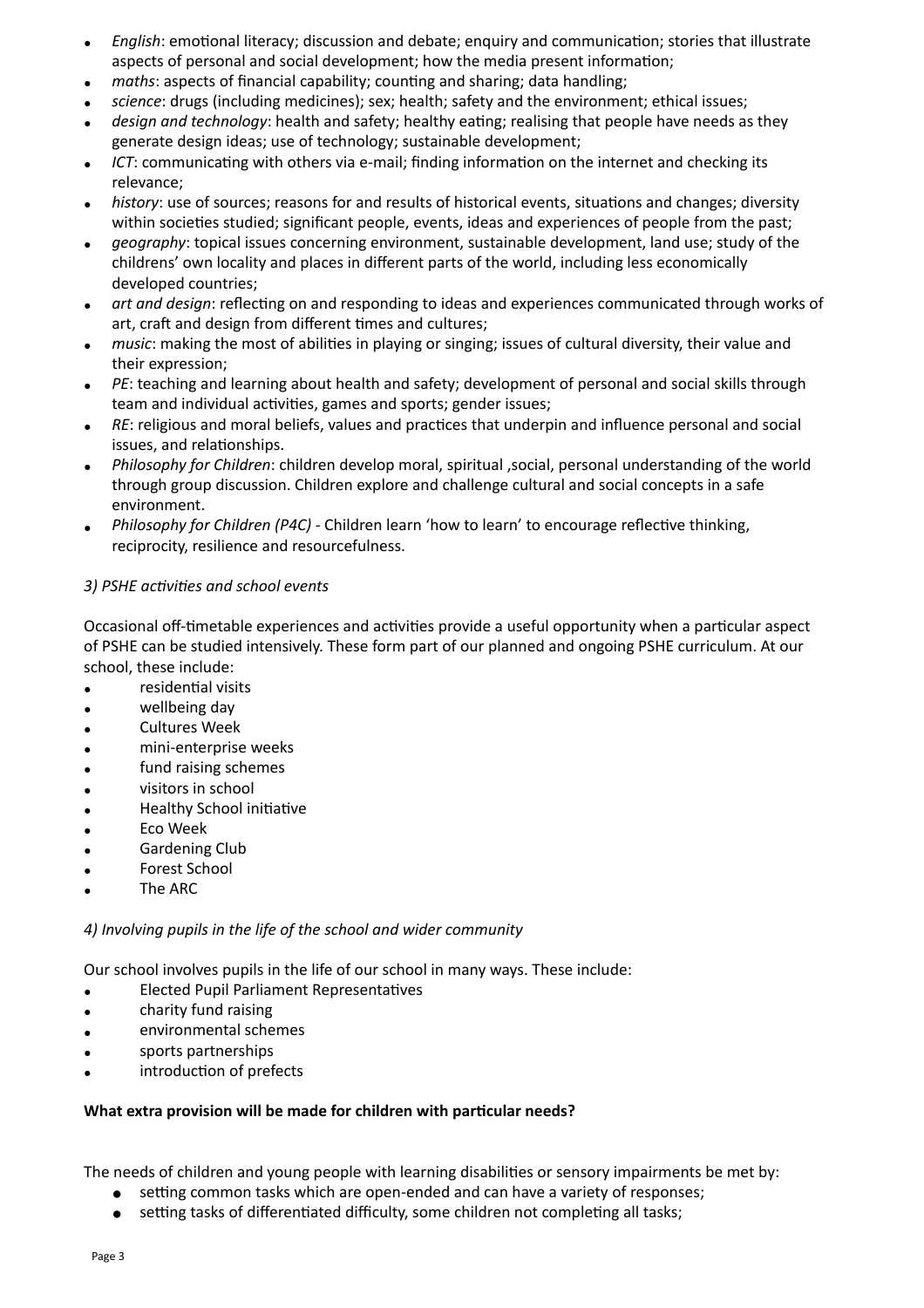- *English*: emotional literacy; discussion and debate; enquiry and communication; stories that illustrate aspects of personal and social development; how the media present information;
- *maths*: aspects of financial capability; counting and sharing; data handling;
- *science*: drugs (including medicines); sex; health; safety and the environment; ethical issues;
- *design and technology*: health and safety; healthy eating; realising that people have needs as they generate design ideas; use of technology; sustainable development;
- *ICT*: communicating with others via e-mail; finding information on the internet and checking its relevance;
- *history*: use of sources; reasons for and results of historical events, situations and changes; diversity within societies studied; significant people, events, ideas and experiences of people from the past;
- *geography*: topical issues concerning environment, sustainable development, land use; study of the childrens' own locality and places in different parts of the world, including less economically developed countries;
- *art and design*: reflecting on and responding to ideas and experiences communicated through works of art, craft and design from different times and cultures;
- *music*: making the most of abilities in playing or singing; issues of cultural diversity, their value and their expression;
- *PE*: teaching and learning about health and safety; development of personal and social skills through team and individual activities, games and sports; gender issues;
- *RE*: religious and moral beliefs, values and practices that underpin and influence personal and social issues, and relationships.
- *Philosophy for Children*: children develop moral, spiritual ,social, personal understanding of the world through group discussion. Children explore and challenge cultural and social concepts in a safe environment.
- *Philosophy for Children (P4C)* - Children learn 'how to learn' to encourage reflective thinking, reciprocity, resilience and resourcefulness.

*3) PSHE activities and school events*

Occasional off-timetable experiences and activities provide a useful opportunity when a particular aspect of PSHE can be studied intensively. These form part of our planned and ongoing PSHE curriculum. At our school, these include:

- residential visits
- wellbeing day
- Cultures Week
- mini-enterprise weeks
- fund raising schemes
- visitors in school
- Healthy School initiative
- Eco Week
- Gardening Club
- Forest School
- The ARC

*4) Involving pupils in the life of the school and wider community*

Our school involves pupils in the life of our school in many ways. These include:

- Elected Pupil Parliament Representatives
- charity fund raising
- environmental schemes
- sports partnerships
- introduction of prefects

**What extra provision will be made for children with particular needs?**

The needs of children and young people with learning disabilities or sensory impairments be met by:

- setting common tasks which are open-ended and can have a variety of responses;
- setting tasks of differentiated difficulty, some children not completing all tasks;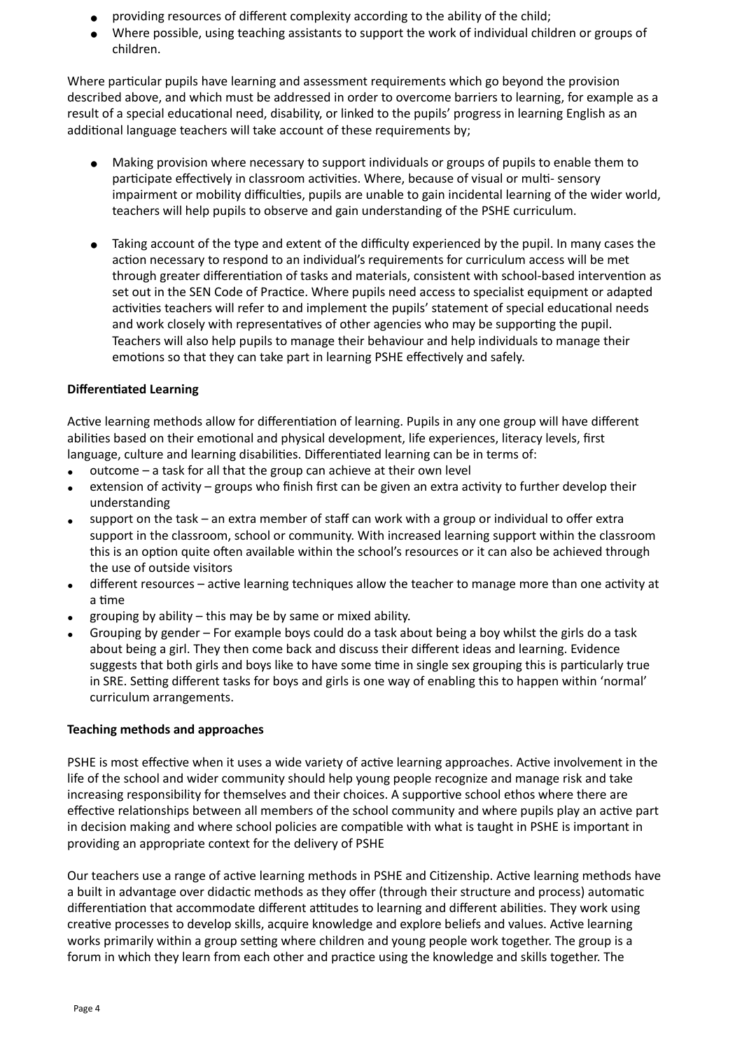- providing resources of different complexity according to the ability of the child;
- Where possible, using teaching assistants to support the work of individual children or groups of children.

Where particular pupils have learning and assessment requirements which go beyond the provision described above, and which must be addressed in order to overcome barriers to learning, for example as a result of a special educational need, disability, or linked to the pupils' progress in learning English as an additional language teachers will take account of these requirements by;

- Making provision where necessary to support individuals or groups of pupils to enable them to participate effectively in classroom activities. Where, because of visual or multi- sensory impairment or mobility difficulties, pupils are unable to gain incidental learning of the wider world, teachers will help pupils to observe and gain understanding of the PSHE curriculum.

- Taking account of the type and extent of the difficulty experienced by the pupil. In many cases the action necessary to respond to an individual's requirements for curriculum access will be met through greater differentiation of tasks and materials, consistent with school-based intervention as set out in the SEN Code of Practice. Where pupils need access to specialist equipment or adapted activities teachers will refer to and implement the pupils' statement of special educational needs and work closely with representatives of other agencies who may be supporting the pupil. Teachers will also help pupils to manage their behaviour and help individuals to manage their emotions so that they can take part in learning PSHE effectively and safely.

**Differentiated Learning**

Active learning methods allow for differentiation of learning. Pupils in any one group will have different abilities based on their emotional and physical development, life experiences, literacy levels, first language, culture and learning disabilities. Differentiated learning can be in terms of:

- outcome – a task for all that the group can achieve at their own level
- extension of activity – groups who finish first can be given an extra activity to further develop their understanding
- support on the task – an extra member of staff can work with a group or individual to offer extra support in the classroom, school or community. With increased learning support within the classroom this is an option quite often available within the school's resources or it can also be achieved through the use of outside visitors
- different resources – active learning techniques allow the teacher to manage more than one activity at a time
- grouping by ability – this may be by same or mixed ability.
- Grouping by gender – For example boys could do a task about being a boy whilst the girls do a task about being a girl. They then come back and discuss their different ideas and learning. Evidence suggests that both girls and boys like to have some time in single sex grouping this is particularly true in SRE. Setting different tasks for boys and girls is one way of enabling this to happen within 'normal' curriculum arrangements.

**Teaching methods and approaches**

PSHE is most effective when it uses a wide variety of active learning approaches. Active involvement in the life of the school and wider community should help young people recognize and manage risk and take increasing responsibility for themselves and their choices. A supportive school ethos where there are effective relationships between all members of the school community and where pupils play an active part in decision making and where school policies are compatible with what is taught in PSHE is important in providing an appropriate context for the delivery of PSHE

Our teachers use a range of active learning methods in PSHE and Citizenship. Active learning methods have a built in advantage over didactic methods as they offer (through their structure and process) automatic differentiation that accommodate different attitudes to learning and different abilities. They work using creative processes to develop skills, acquire knowledge and explore beliefs and values. Active learning works primarily within a group setting where children and young people work together. The group is a forum in which they learn from each other and practice using the knowledge and skills together. The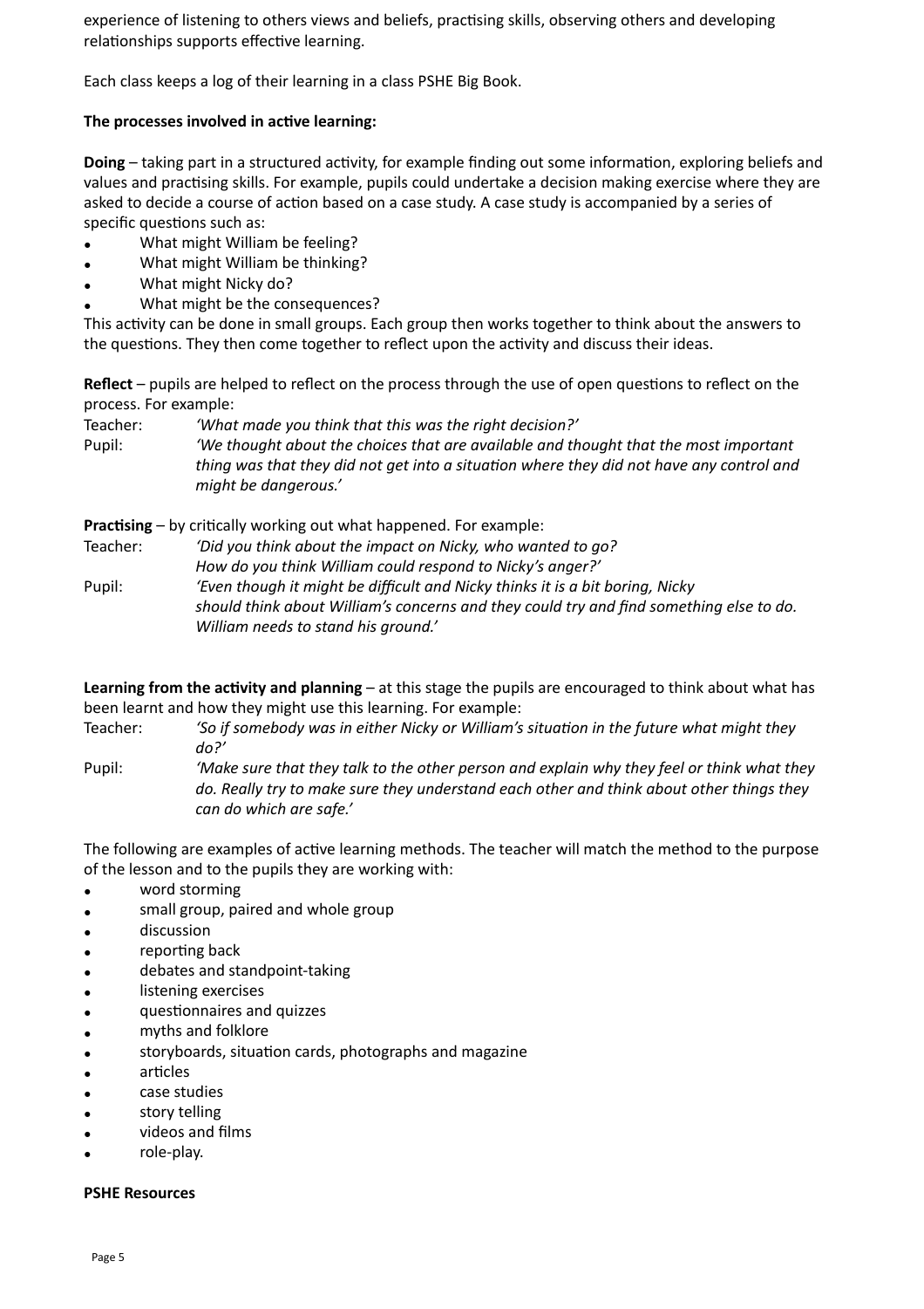experience of listening to others views and beliefs, practising skills, observing others and developing relationships supports effective learning.

Each class keeps a log of their learning in a class PSHE Big Book.

**The processes involved in active learning:**

**Doing** – taking part in a structured activity, for example finding out some information, exploring beliefs and values and practising skills. For example, pupils could undertake a decision making exercise where they are asked to decide a course of action based on a case study. A case study is accompanied by a series of specific questions such as:

- What might William be feeling?
- What might William be thinking?
- What might Nicky do?
- What might be the consequences?

This activity can be done in small groups. Each group then works together to think about the answers to the questions. They then come together to reflect upon the activity and discuss their ideas.

**Reflect** – pupils are helped to reflect on the process through the use of open questions to reflect on the process. For example:

Teacher: *'What made you think that this was the right decision?'*

Pupil: *'We thought about the choices that are available and thought that the most important thing was that they did not get into a situation where they did not have any control and might be dangerous.'*

**Practising** – by critically working out what happened. For example:

Teacher: *'Did you think about the impact on Nicky, who wanted to go? How do you think William could respond to Nicky's anger?'*

Pupil: *'Even though it might be difficult and Nicky thinks it is a bit boring, Nicky should think about William's concerns and they could try and find something else to do. William needs to stand his ground.'*

**Learning from the activity and planning** – at this stage the pupils are encouraged to think about what has been learnt and how they might use this learning. For example:

Teacher: *'So if somebody was in either Nicky or William's situation in the future what might they do?'*

Pupil: *'Make sure that they talk to the other person and explain why they feel or think what they do. Really try to make sure they understand each other and think about other things they can do which are safe.'*

The following are examples of active learning methods. The teacher will match the method to the purpose of the lesson and to the pupils they are working with:

- word storming
- small group, paired and whole group
- discussion
- reporting back
- debates and standpoint-taking
- listening exercises
- questionnaires and quizzes
- myths and folklore
- storyboards, situation cards, photographs and magazine
- articles
- case studies
- story telling
- videos and films
- role-play.

**PSHE Resources**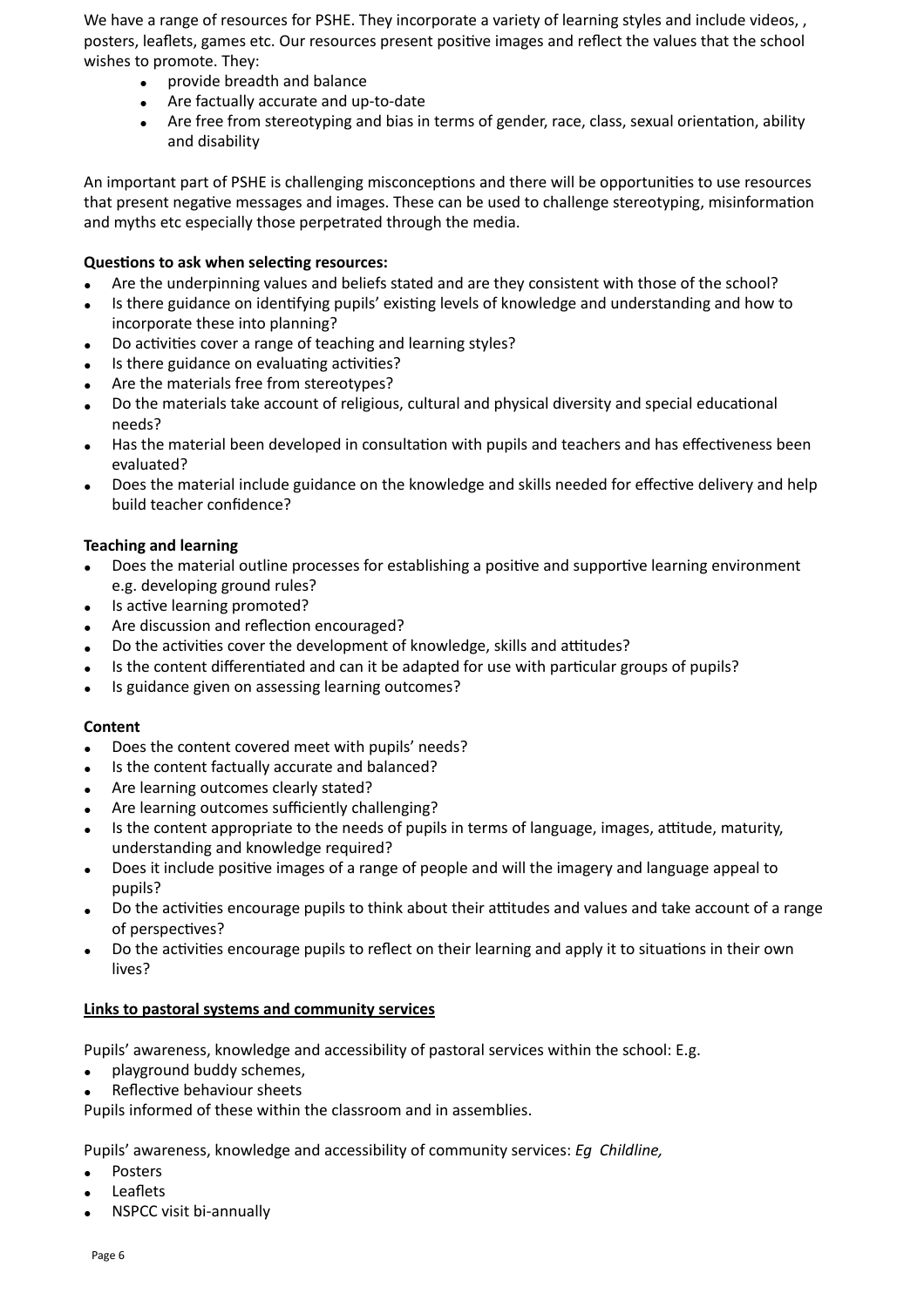We have a range of resources for PSHE. They incorporate a variety of learning styles and include videos, , posters, leaflets, games etc. Our resources present positive images and reflect the values that the school wishes to promote. They:

- provide breadth and balance
- Are factually accurate and up-to-date
- Are free from stereotyping and bias in terms of gender, race, class, sexual orientation, ability and disability

An important part of PSHE is challenging misconceptions and there will be opportunities to use resources that present negative messages and images. These can be used to challenge stereotyping, misinformation and myths etc especially those perpetrated through the media.

**Questions to ask when selecting resources:**

- Are the underpinning values and beliefs stated and are they consistent with those of the school?
- Is there guidance on identifying pupils' existing levels of knowledge and understanding and how to incorporate these into planning?
- Do activities cover a range of teaching and learning styles?
- Is there guidance on evaluating activities?
- Are the materials free from stereotypes?
- Do the materials take account of religious, cultural and physical diversity and special educational needs?
- Has the material been developed in consultation with pupils and teachers and has effectiveness been evaluated?
- Does the material include guidance on the knowledge and skills needed for effective delivery and help build teacher confidence?

**Teaching and learning**

- Does the material outline processes for establishing a positive and supportive learning environment e.g. developing ground rules?
- Is active learning promoted?
- Are discussion and reflection encouraged?
- Do the activities cover the development of knowledge, skills and attitudes?
- Is the content differentiated and can it be adapted for use with particular groups of pupils?
- Is guidance given on assessing learning outcomes?

**Content**

- Does the content covered meet with pupils' needs?
- Is the content factually accurate and balanced?
- Are learning outcomes clearly stated?
- Are learning outcomes sufficiently challenging?
- Is the content appropriate to the needs of pupils in terms of language, images, attitude, maturity, understanding and knowledge required?
- Does it include positive images of a range of people and will the imagery and language appeal to pupils?
- Do the activities encourage pupils to think about their attitudes and values and take account of a range of perspectives?
- Do the activities encourage pupils to reflect on their learning and apply it to situations in their own lives?

**<u>Links to pastoral systems and community services</u>**

Pupils' awareness, knowledge and accessibility of pastoral services within the school: E.g.

- playground buddy schemes,
- Reflective behaviour sheets

Pupils informed of these within the classroom and in assemblies.

Pupils' awareness, knowledge and accessibility of community services: *Eg Childline,*

- Posters
- Leaflets
- NSPCC visit bi-annually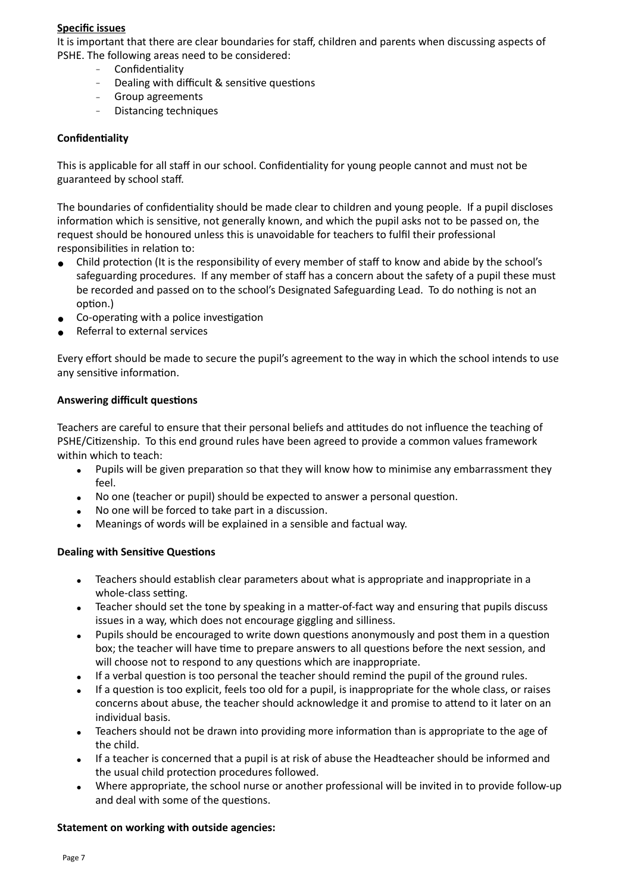**Specific issues**

It is important that there are clear boundaries for staff, children and parents when discussing aspects of PSHE. The following areas need to be considered:

- Confidentiality
- Dealing with difficult & sensitive questions
- Group agreements
- Distancing techniques

**Confidentiality**

This is applicable for all staff in our school. Confidentiality for young people cannot and must not be guaranteed by school staff.

The boundaries of confidentiality should be made clear to children and young people. If a pupil discloses information which is sensitive, not generally known, and which the pupil asks not to be passed on, the request should be honoured unless this is unavoidable for teachers to fulfil their professional responsibilities in relation to:

- Child protection (It is the responsibility of every member of staff to know and abide by the school's safeguarding procedures. If any member of staff has a concern about the safety of a pupil these must be recorded and passed on to the school's Designated Safeguarding Lead. To do nothing is not an option.)
- Co-operating with a police investigation
- Referral to external services

Every effort should be made to secure the pupil's agreement to the way in which the school intends to use any sensitive information.

**Answering difficult questions**

Teachers are careful to ensure that their personal beliefs and attitudes do not influence the teaching of PSHE/Citizenship. To this end ground rules have been agreed to provide a common values framework within which to teach:

- Pupils will be given preparation so that they will know how to minimise any embarrassment they feel.
- No one (teacher or pupil) should be expected to answer a personal question.
- No one will be forced to take part in a discussion.
- Meanings of words will be explained in a sensible and factual way.

**Dealing with Sensitive Questions**

- Teachers should establish clear parameters about what is appropriate and inappropriate in a whole-class setting.
- Teacher should set the tone by speaking in a matter-of-fact way and ensuring that pupils discuss issues in a way, which does not encourage giggling and silliness.
- Pupils should be encouraged to write down questions anonymously and post them in a question box; the teacher will have time to prepare answers to all questions before the next session, and will choose not to respond to any questions which are inappropriate.
- If a verbal question is too personal the teacher should remind the pupil of the ground rules.
- If a question is too explicit, feels too old for a pupil, is inappropriate for the whole class, or raises concerns about abuse, the teacher should acknowledge it and promise to attend to it later on an individual basis.
- Teachers should not be drawn into providing more information than is appropriate to the age of the child.
- If a teacher is concerned that a pupil is at risk of abuse the Headteacher should be informed and the usual child protection procedures followed.
- Where appropriate, the school nurse or another professional will be invited in to provide follow-up and deal with some of the questions.

**Statement on working with outside agencies:**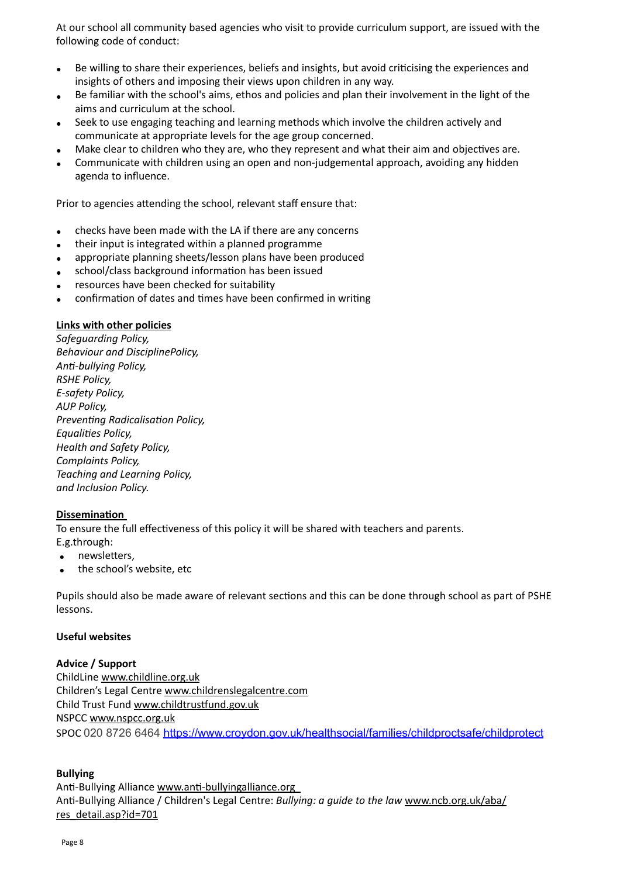At our school all community based agencies who visit to provide curriculum support, are issued with the following code of conduct:

- Be willing to share their experiences, beliefs and insights, but avoid criticising the experiences and insights of others and imposing their views upon children in any way.
- Be familiar with the school's aims, ethos and policies and plan their involvement in the light of the aims and curriculum at the school.
- Seek to use engaging teaching and learning methods which involve the children actively and communicate at appropriate levels for the age group concerned.
- Make clear to children who they are, who they represent and what their aim and objectives are.
- Communicate with children using an open and non-judgemental approach, avoiding any hidden agenda to influence.

Prior to agencies attending the school, relevant staff ensure that:

- checks have been made with the LA if there are any concerns
- their input is integrated within a planned programme
- appropriate planning sheets/lesson plans have been produced
- school/class background information has been issued
- resources have been checked for suitability
- confirmation of dates and times have been confirmed in writing

**Links with other policies**

*Safeguarding Policy,*
*Behaviour and DisciplinePolicy,*
*Anti-bullying Policy,*
*RSHE Policy,*
*E-safety Policy,*
*AUP Policy,*
*Preventing Radicalisation Policy,*
*Equalities Policy,*
*Health and Safety Policy,*
*Complaints Policy,*
*Teaching and Learning Policy,*
*and Inclusion Policy.*

**Dissemination**

To ensure the full effectiveness of this policy it will be shared with teachers and parents.
E.g.through:

- newsletters,
- the school's website, etc

Pupils should also be made aware of relevant sections and this can be done through school as part of PSHE lessons.

**Useful websites**

**Advice / Support**

ChildLine www.childline.org.uk
Children's Legal Centre www.childrenslegalcentre.com
Child Trust Fund www.childtrustfund.gov.uk
NSPCC www.nspcc.org.uk
SPOC 020 8726 6464 https://www.croydon.gov.uk/healthsocial/families/childproctsafe/childprotect

**Bullying**

Anti-Bullying Alliance www.anti-bullyingalliance.org
Anti-Bullying Alliance / Children's Legal Centre: *Bullying: a guide to the law* www.ncb.org.uk/aba/res_detail.asp?id=701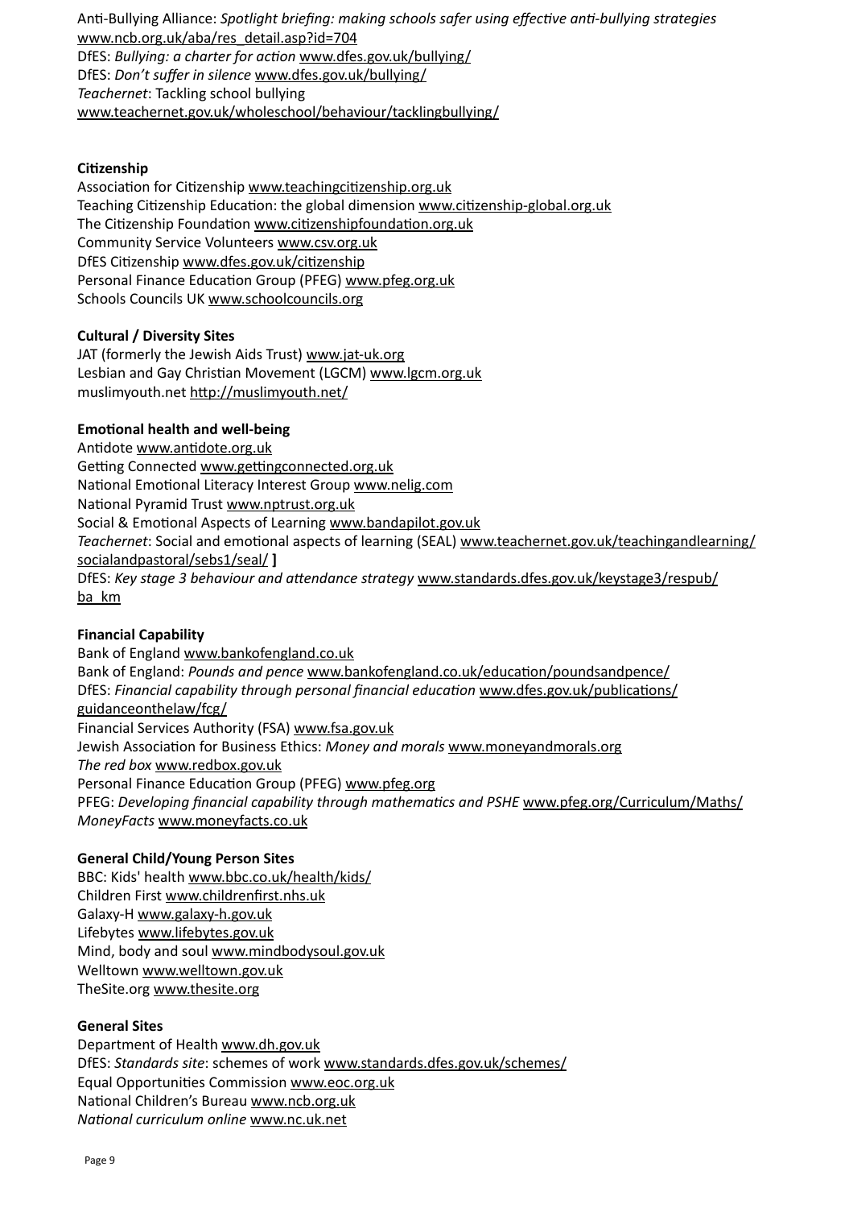Anti-Bullying Alliance: *Spotlight briefing: making schools safer using effective anti-bullying strategies* www.ncb.org.uk/aba/res_detail.asp?id=704
DfES: *Bullying: a charter for action* www.dfes.gov.uk/bullying/
DfES: *Don't suffer in silence* www.dfes.gov.uk/bullying/
*Teachernet*: Tackling school bullying
www.teachernet.gov.uk/wholeschool/behaviour/tacklingbullying/

**Citizenship**

Association for Citizenship www.teachingcitizenship.org.uk
Teaching Citizenship Education: the global dimension www.citizenship-global.org.uk
The Citizenship Foundation www.citizenshipfoundation.org.uk
Community Service Volunteers www.csv.org.uk
DfES Citizenship www.dfes.gov.uk/citizenship
Personal Finance Education Group (PFEG) www.pfeg.org.uk
Schools Councils UK www.schoolcouncils.org

**Cultural / Diversity Sites**

JAT (formerly the Jewish Aids Trust) www.jat-uk.org
Lesbian and Gay Christian Movement (LGCM) www.lgcm.org.uk
muslimyouth.net http://muslimyouth.net/

**Emotional health and well-being**

Antidote www.antidote.org.uk
Getting Connected www.gettingconnected.org.uk
National Emotional Literacy Interest Group www.nelig.com
National Pyramid Trust www.nptrust.org.uk
Social & Emotional Aspects of Learning www.bandapilot.gov.uk
*Teachernet*: Social and emotional aspects of learning (SEAL) www.teachernet.gov.uk/teachingandlearning/socialandpastoral/sebs1/seal/ **]**
DfES: *Key stage 3 behaviour and attendance strategy* www.standards.dfes.gov.uk/keystage3/respub/ba_km

**Financial Capability**

Bank of England www.bankofengland.co.uk
Bank of England: *Pounds and pence* www.bankofengland.co.uk/education/poundsandpence/
DfES: *Financial capability through personal financial education* www.dfes.gov.uk/publications/guidanceonthelaw/fcg/
Financial Services Authority (FSA) www.fsa.gov.uk
Jewish Association for Business Ethics: *Money and morals* www.moneyandmorals.org
*The red box* www.redbox.gov.uk
Personal Finance Education Group (PFEG) www.pfeg.org
PFEG: *Developing financial capability through mathematics and PSHE* www.pfeg.org/Curriculum/Maths/
*MoneyFacts* www.moneyfacts.co.uk

**General Child/Young Person Sites**

BBC: Kids' health www.bbc.co.uk/health/kids/
Children First www.childrenfirst.nhs.uk
Galaxy-H www.galaxy-h.gov.uk
Lifebytes www.lifebytes.gov.uk
Mind, body and soul www.mindbodysoul.gov.uk
Welltown www.welltown.gov.uk
TheSite.org www.thesite.org

**General Sites**

Department of Health www.dh.gov.uk
DfES: *Standards site*: schemes of work www.standards.dfes.gov.uk/schemes/
Equal Opportunities Commission www.eoc.org.uk
National Children's Bureau www.ncb.org.uk
*National curriculum online* www.nc.uk.net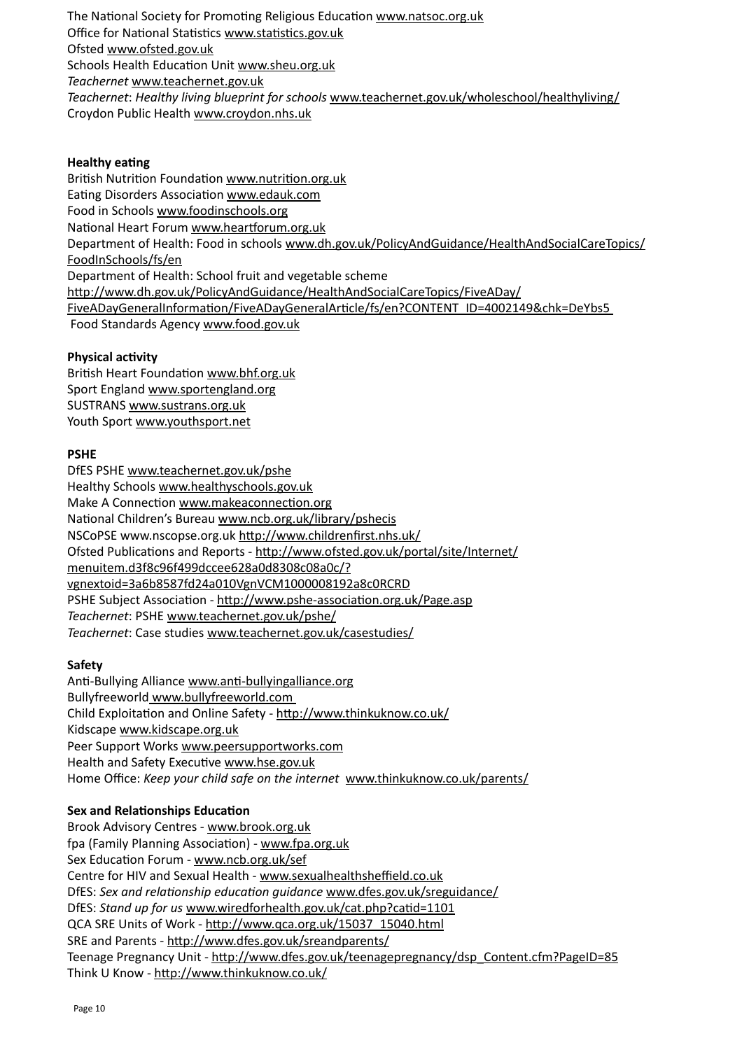The National Society for Promoting Religious Education www.natsoc.org.uk
Office for National Statistics www.statistics.gov.uk
Ofsted www.ofsted.gov.uk
Schools Health Education Unit www.sheu.org.uk
*Teachernet* www.teachernet.gov.uk
*Teachernet*: *Healthy living blueprint for schools* www.teachernet.gov.uk/wholeschool/healthyliving/
Croydon Public Health www.croydon.nhs.uk

**Healthy eating**
British Nutrition Foundation www.nutrition.org.uk
Eating Disorders Association www.edauk.com
Food in Schools www.foodinschools.org
National Heart Forum www.heartforum.org.uk
Department of Health: Food in schools www.dh.gov.uk/PolicyAndGuidance/HealthAndSocialCareTopics/FoodInSchools/fs/en
Department of Health: School fruit and vegetable scheme
http://www.dh.gov.uk/PolicyAndGuidance/HealthAndSocialCareTopics/FiveADay/FiveADayGeneralInformation/FiveADayGeneralArticle/fs/en?CONTENT_ID=4002149&chk=DeYbs5
Food Standards Agency www.food.gov.uk

**Physical activity**
British Heart Foundation www.bhf.org.uk
Sport England www.sportengland.org
SUSTRANS www.sustrans.org.uk
Youth Sport www.youthsport.net

**PSHE**
DfES PSHE www.teachernet.gov.uk/pshe
Healthy Schools www.healthyschools.gov.uk
Make A Connection www.makeaconnection.org
National Children's Bureau www.ncb.org.uk/library/pshecis
NSCoPSE www.nscopse.org.uk http://www.childrenfirst.nhs.uk/
Ofsted Publications and Reports - http://www.ofsted.gov.uk/portal/site/Internet/menuitem.d3f8c96f499dccee628a0d8308c08a0c/?vgnextoid=3a6b8587fd24a010VgnVCM1000008192a8c0RCRD
PSHE Subject Association - http://www.pshe-association.org.uk/Page.asp
*Teachernet*: PSHE www.teachernet.gov.uk/pshe/
*Teachernet*: Case studies www.teachernet.gov.uk/casestudies/

**Safety**
Anti-Bullying Alliance www.anti-bullyingalliance.org
Bullyfreeworld www.bullyfreeworld.com
Child Exploitation and Online Safety - http://www.thinkuknow.co.uk/
Kidscape www.kidscape.org.uk
Peer Support Works www.peersupportworks.com
Health and Safety Executive www.hse.gov.uk
Home Office: *Keep your child safe on the internet* www.thinkuknow.co.uk/parents/

**Sex and Relationships Education**
Brook Advisory Centres - www.brook.org.uk
fpa (Family Planning Association) - www.fpa.org.uk
Sex Education Forum - www.ncb.org.uk/sef
Centre for HIV and Sexual Health - www.sexualhealthsheffield.co.uk
DfES: *Sex and relationship education guidance* www.dfes.gov.uk/sreguidance/
DfES: *Stand up for us* www.wiredforhealth.gov.uk/cat.php?catid=1101
QCA SRE Units of Work - http://www.qca.org.uk/15037_15040.html
SRE and Parents - http://www.dfes.gov.uk/sreandparents/
Teenage Pregnancy Unit - http://www.dfes.gov.uk/teenagepregnancy/dsp_Content.cfm?PageID=85
Think U Know - http://www.thinkuknow.co.uk/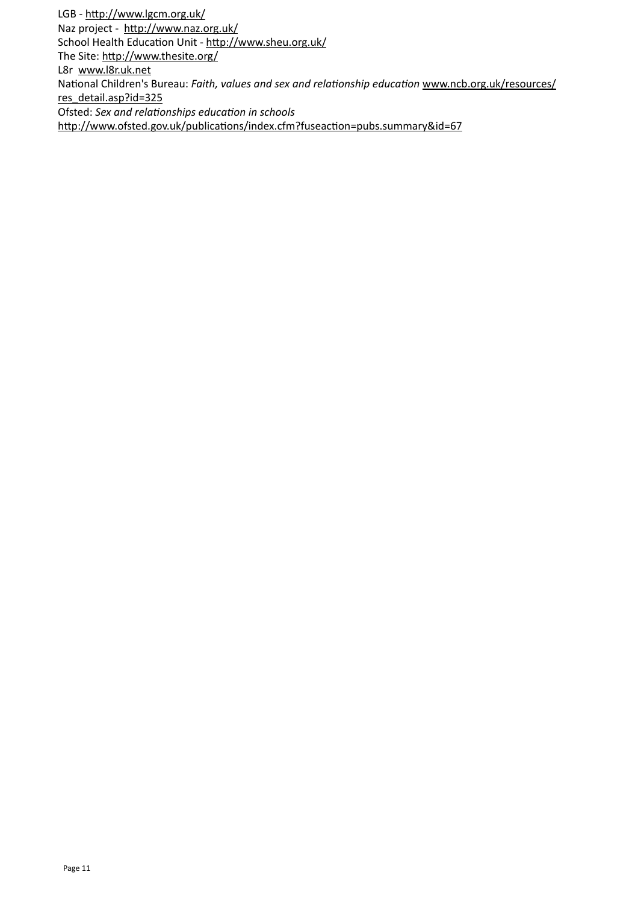LGB - http://www.lgcm.org.uk/

Naz project - http://www.naz.org.uk/

School Health Education Unit - http://www.sheu.org.uk/

The Site: http://www.thesite.org/

L8r www.l8r.uk.net

National Children's Bureau: *Faith, values and sex and relationship education* www.ncb.org.uk/resources/res_detail.asp?id=325

Ofsted: *Sex and relationships education in schools*
http://www.ofsted.gov.uk/publications/index.cfm?fuseaction=pubs.summary&id=67